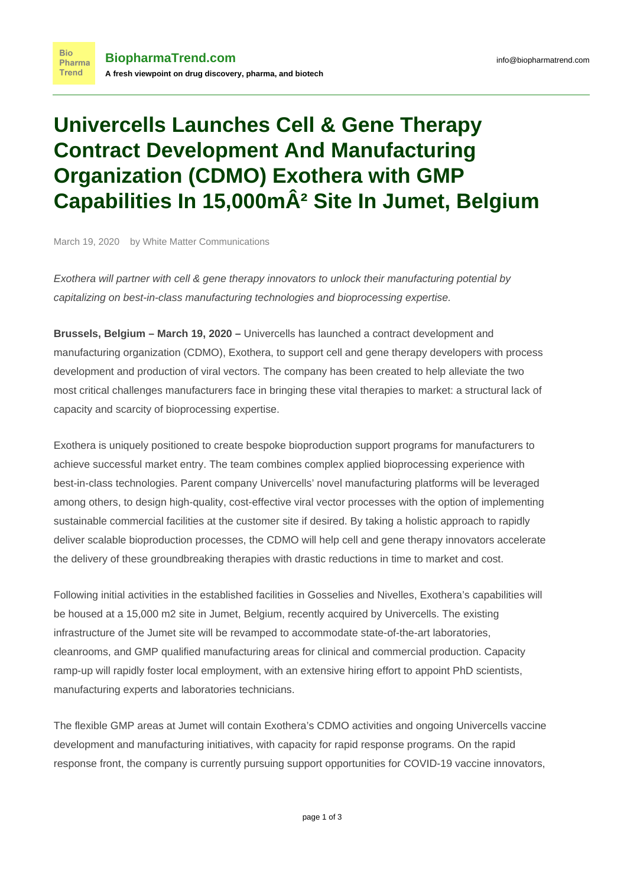# Univercells Launches Cell & Gene Therapy Contract Development And Manufacturing Organization (CDMO) Exothera with GMP Capabilities In 15,000mÂ² Site In Jumet, Belgium

March 19, 2020 by White Matter Communications

*Exothera will partner with cell & gene therapy innovators to unlock their manufacturing potential by capitalizing on best-in-class manufacturing technologies and bioprocessing expertise.*

**Brussels, Belgium – March 19, 2020 –** Univercells has launched a contract development and manufacturing organization (CDMO), Exothera, to support cell and gene therapy developers with process development and production of viral vectors. The company has been created to help alleviate the two most critical challenges manufacturers face in bringing these vital therapies to market: a structural lack of capacity and scarcity of bioprocessing expertise.

Exothera is uniquely positioned to create bespoke bioproduction support programs for manufacturers to achieve successful market entry. The team combines complex applied bioprocessing experience with best-in-class technologies. Parent company Univercells' novel manufacturing platforms will be leveraged among others, to design high-quality, cost-effective viral vector processes with the option of implementing sustainable commercial facilities at the customer site if desired. By taking a holistic approach to rapidly deliver scalable bioproduction processes, the CDMO will help cell and gene therapy innovators accelerate the delivery of these groundbreaking therapies with drastic reductions in time to market and cost.

Following initial activities in the established facilities in Gosselies and Nivelles, Exothera's capabilities will be housed at a 15,000 m2 site in Jumet, Belgium, recently acquired by Univercells. The existing infrastructure of the Jumet site will be revamped to accommodate state-of-the-art laboratories, cleanrooms, and GMP qualified manufacturing areas for clinical and commercial production. Capacity ramp-up will rapidly foster local employment, with an extensive hiring effort to appoint PhD scientists, manufacturing experts and laboratories technicians.

The flexible GMP areas at Jumet will contain Exothera's CDMO activities and ongoing Univercells vaccine development and manufacturing initiatives, with capacity for rapid response programs. On the rapid response front, the company is currently pursuing support opportunities for COVID-19 vaccine innovators,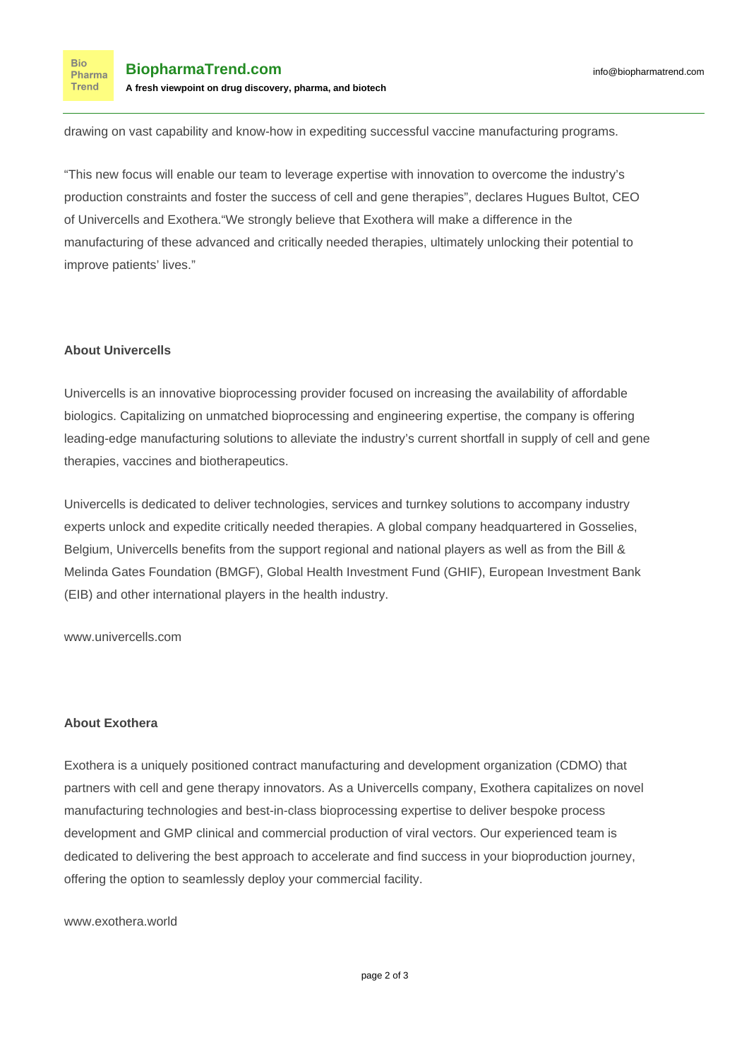drawing on vast capability and know-how in expediting successful vaccine manufacturing programs.

“This new focus will enable our team to leverage expertise with innovation to overcome the industry’s production constraints and foster the success of cell and gene therapies”, declares Hugues Bultot, CEO of Univercells and Exothera.“We strongly believe that Exothera will make a difference in the manufacturing of these advanced and critically needed therapies, ultimately unlocking their potential to improve patients’ lives.”

**About Univercells**

Univercells is an innovative bioprocessing provider focused on increasing the availability of affordable biologics. Capitalizing on unmatched bioprocessing and engineering expertise, the company is offering leading-edge manufacturing solutions to alleviate the industry’s current shortfall in supply of cell and gene therapies, vaccines and biotherapeutics.

Univercells is dedicated to deliver technologies, services and turnkey solutions to accompany industry experts unlock and expedite critically needed therapies. A global company headquartered in Gosselies, Belgium, Univercells benefits from the support regional and national players as well as from the Bill & Melinda Gates Foundation (BMGF), Global Health Investment Fund (GHIF), European Investment Bank (EIB) and other international players in the health industry.

www.univercells.com

**About Exothera**

Exothera is a uniquely positioned contract manufacturing and development organization (CDMO) that partners with cell and gene therapy innovators. As a Univercells company, Exothera capitalizes on novel manufacturing technologies and best-in-class bioprocessing expertise to deliver bespoke process development and GMP clinical and commercial production of viral vectors. Our experienced team is dedicated to delivering the best approach to accelerate and find success in your bioproduction journey, offering the option to seamlessly deploy your commercial facility.

www.exothera.world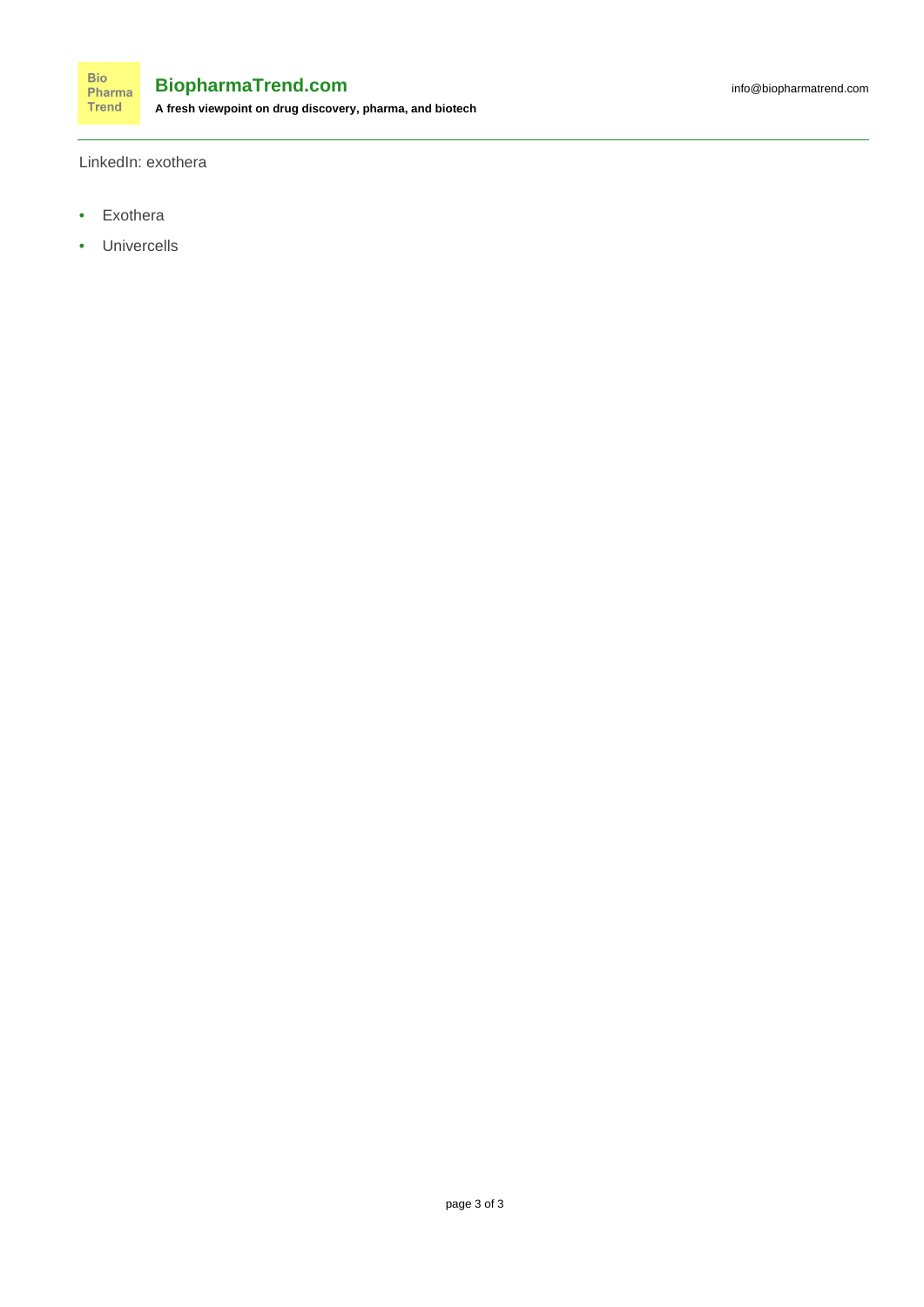LinkedIn: exothera

- Exothera
- Univercells